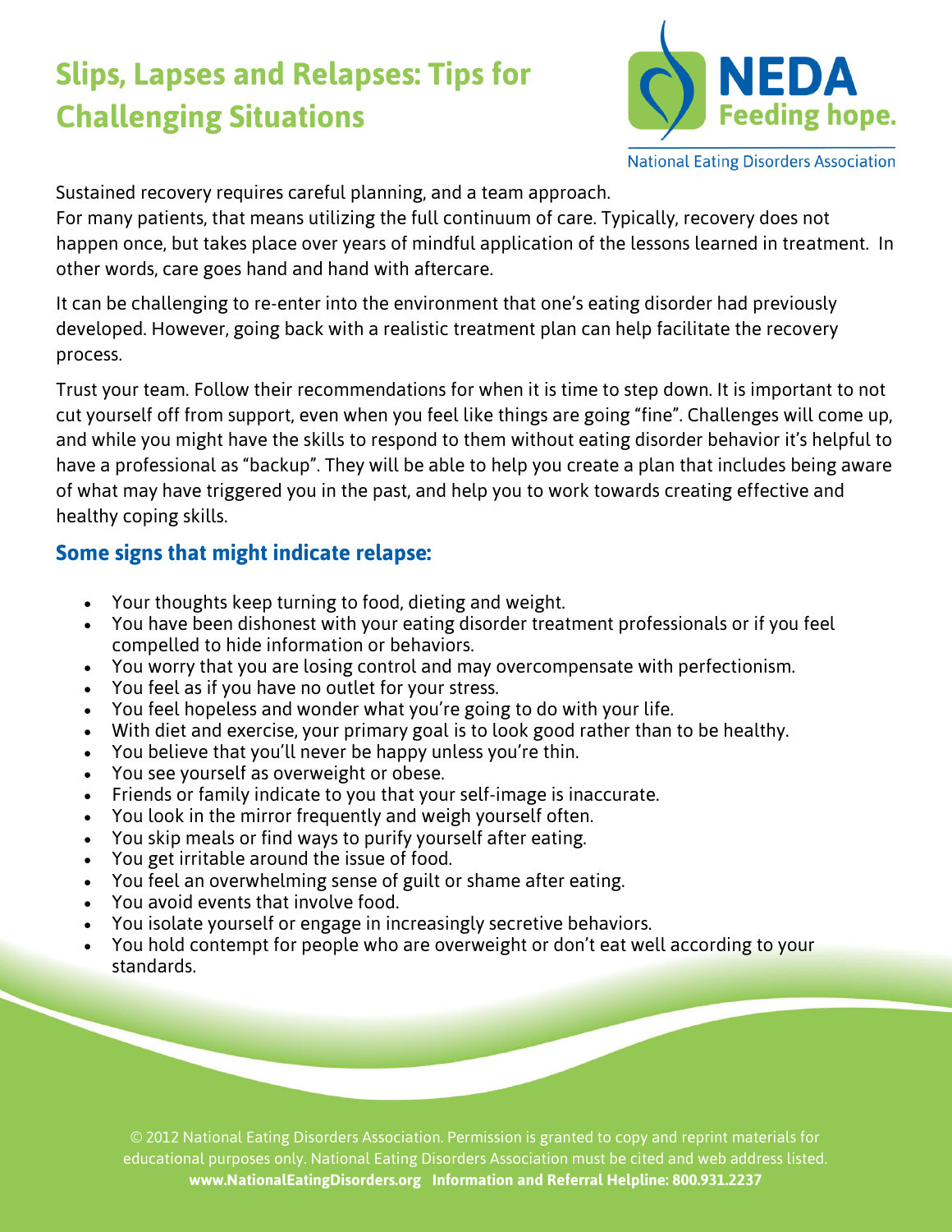# Slips, Lapses and Relapses: Tips for Challenging Situations

NEDA Feeding hope.

National Eating Disorders Association

Sustained recovery requires careful planning, and a team approach.
For many patients, that means utilizing the full continuum of care. Typically, recovery does not happen once, but takes place over years of mindful application of the lessons learned in treatment. In other words, care goes hand and hand with aftercare.

It can be challenging to re-enter into the environment that one's eating disorder had previously developed. However, going back with a realistic treatment plan can help facilitate the recovery process.

Trust your team. Follow their recommendations for when it is time to step down. It is important to not cut yourself off from support, even when you feel like things are going "fine". Challenges will come up, and while you might have the skills to respond to them without eating disorder behavior it's helpful to have a professional as "backup". They will be able to help you create a plan that includes being aware of what may have triggered you in the past, and help you to work towards creating effective and healthy coping skills.

## Some signs that might indicate relapse:

- Your thoughts keep turning to food, dieting and weight.
- You have been dishonest with your eating disorder treatment professionals or if you feel compelled to hide information or behaviors.
- You worry that you are losing control and may overcompensate with perfectionism.
- You feel as if you have no outlet for your stress.
- You feel hopeless and wonder what you're going to do with your life.
- With diet and exercise, your primary goal is to look good rather than to be healthy.
- You believe that you'll never be happy unless you're thin.
- You see yourself as overweight or obese.
- Friends or family indicate to you that your self-image is inaccurate.
- You look in the mirror frequently and weigh yourself often.
- You skip meals or find ways to purify yourself after eating.
- You get irritable around the issue of food.
- You feel an overwhelming sense of guilt or shame after eating.
- You avoid events that involve food.
- You isolate yourself or engage in increasingly secretive behaviors.
- You hold contempt for people who are overweight or don't eat well according to your standards.

© 2012 National Eating Disorders Association. Permission is granted to copy and reprint materials for educational purposes only. National Eating Disorders Association must be cited and web address listed.
**www.NationalEatingDisorders.org Information and Referral Helpline: 800.931.2237**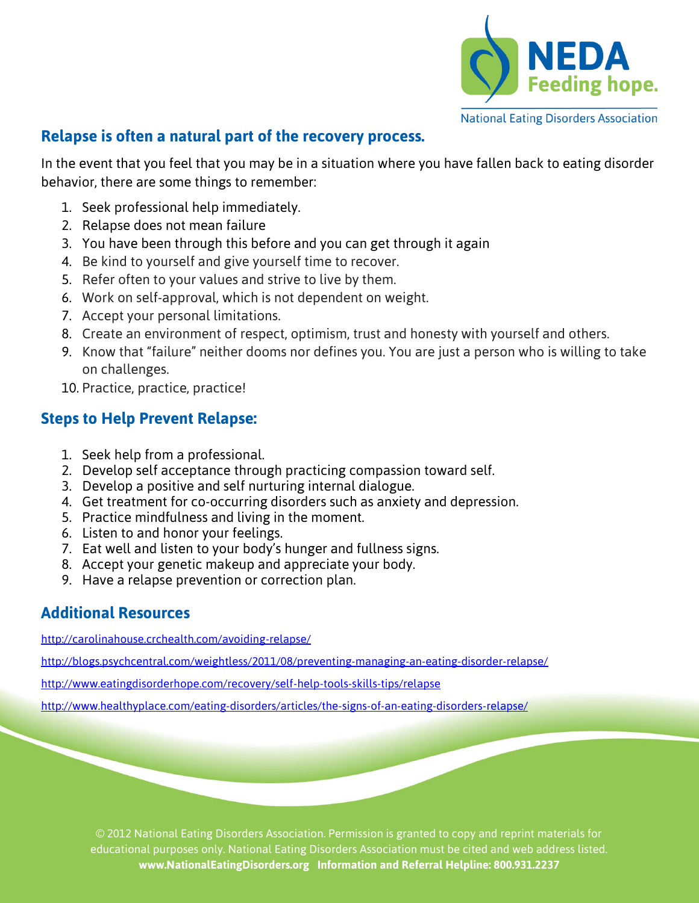## Relapse is often a natural part of the recovery process.

In the event that you feel that you may be in a situation where you have fallen back to eating disorder behavior, there are some things to remember:

1. Seek professional help immediately.
2. Relapse does not mean failure
3. You have been through this before and you can get through it again
4. Be kind to yourself and give yourself time to recover.
5. Refer often to your values and strive to live by them.
6. Work on self-approval, which is not dependent on weight.
7. Accept your personal limitations.
8. Create an environment of respect, optimism, trust and honesty with yourself and others.
9. Know that "failure" neither dooms nor defines you. You are just a person who is willing to take on challenges.
10. Practice, practice, practice!

## Steps to Help Prevent Relapse:

1. Seek help from a professional.
2. Develop self acceptance through practicing compassion toward self.
3. Develop a positive and self nurturing internal dialogue.
4. Get treatment for co-occurring disorders such as anxiety and depression.
5. Practice mindfulness and living in the moment.
6. Listen to and honor your feelings.
7. Eat well and listen to your body's hunger and fullness signs.
8. Accept your genetic makeup and appreciate your body.
9. Have a relapse prevention or correction plan.

## Additional Resources

http://carolinahouse.crchealth.com/avoiding-relapse/

http://blogs.psychcentral.com/weightless/2011/08/preventing-managing-an-eating-disorder-relapse/

http://www.eatingdisorderhope.com/recovery/self-help-tools-skills-tips/relapse

http://www.healthyplace.com/eating-disorders/articles/the-signs-of-an-eating-disorders-relapse/

© 2012 National Eating Disorders Association. Permission is granted to copy and reprint materials for educational purposes only. National Eating Disorders Association must be cited and web address listed.
**www.NationalEatingDisorders.org Information and Referral Helpline: 800.931.2237**